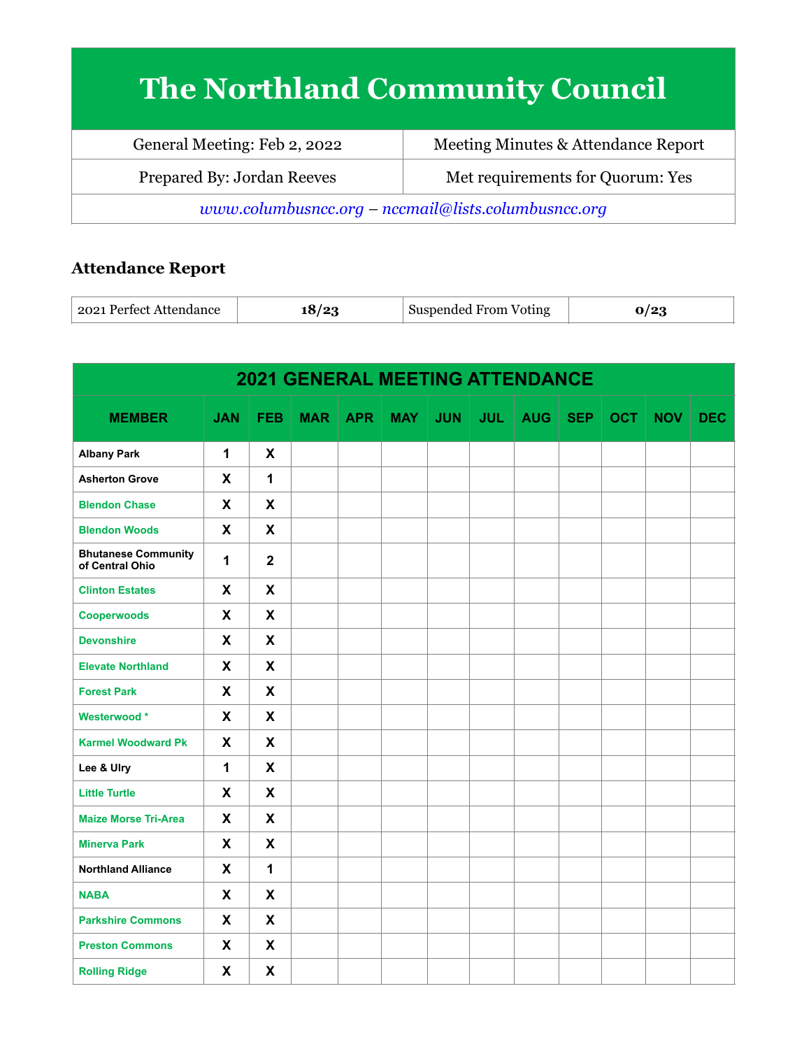# The Northland Community Council

| | |
|---|---|
| General Meeting: Feb 2, 2022 | Meeting Minutes & Attendance Report |
| Prepared By: Jordan Reeves | Met requirements for Quorum: Yes |
| *www.columbusncc.org – nccmail@lists.columbusncc.org* | |

## Attendance Report

| | | | |
|---|---|---|---|
| 2021 Perfect Attendance | **18/23** | Suspended From Voting | **0/23** |

| 2021 GENERAL MEETING ATTENDANCE | | | | | | | | | | | | |
|---|---|---|---|---|---|---|---|---|---|---|---|---|
| **MEMBER** | **JAN** | **FEB** | **MAR** | **APR** | **MAY** | **JUN** | **JUL** | **AUG** | **SEP** | **OCT** | **NOV** | **DEC** |
| Albany Park | 1 | X | | | | | | | | | | |
| Asherton Grove | X | 1 | | | | | | | | | | |
| Blendon Chase | X | X | | | | | | | | | | |
| Blendon Woods | X | X | | | | | | | | | | |
| Bhutanese Community of Central Ohio | 1 | 2 | | | | | | | | | | |
| Clinton Estates | X | X | | | | | | | | | | |
| Cooperwoods | X | X | | | | | | | | | | |
| Devonshire | X | X | | | | | | | | | | |
| Elevate Northland | X | X | | | | | | | | | | |
| Forest Park | X | X | | | | | | | | | | |
| Westerwood * | X | X | | | | | | | | | | |
| Karmel Woodward Pk | X | X | | | | | | | | | | |
| Lee & Ulry | 1 | X | | | | | | | | | | |
| Little Turtle | X | X | | | | | | | | | | |
| Maize Morse Tri-Area | X | X | | | | | | | | | | |
| Minerva Park | X | X | | | | | | | | | | |
| Northland Alliance | X | 1 | | | | | | | | | | |
| NABA | X | X | | | | | | | | | | |
| Parkshire Commons | X | X | | | | | | | | | | |
| Preston Commons | X | X | | | | | | | | | | |
| Rolling Ridge | X | X | | | | | | | | | | |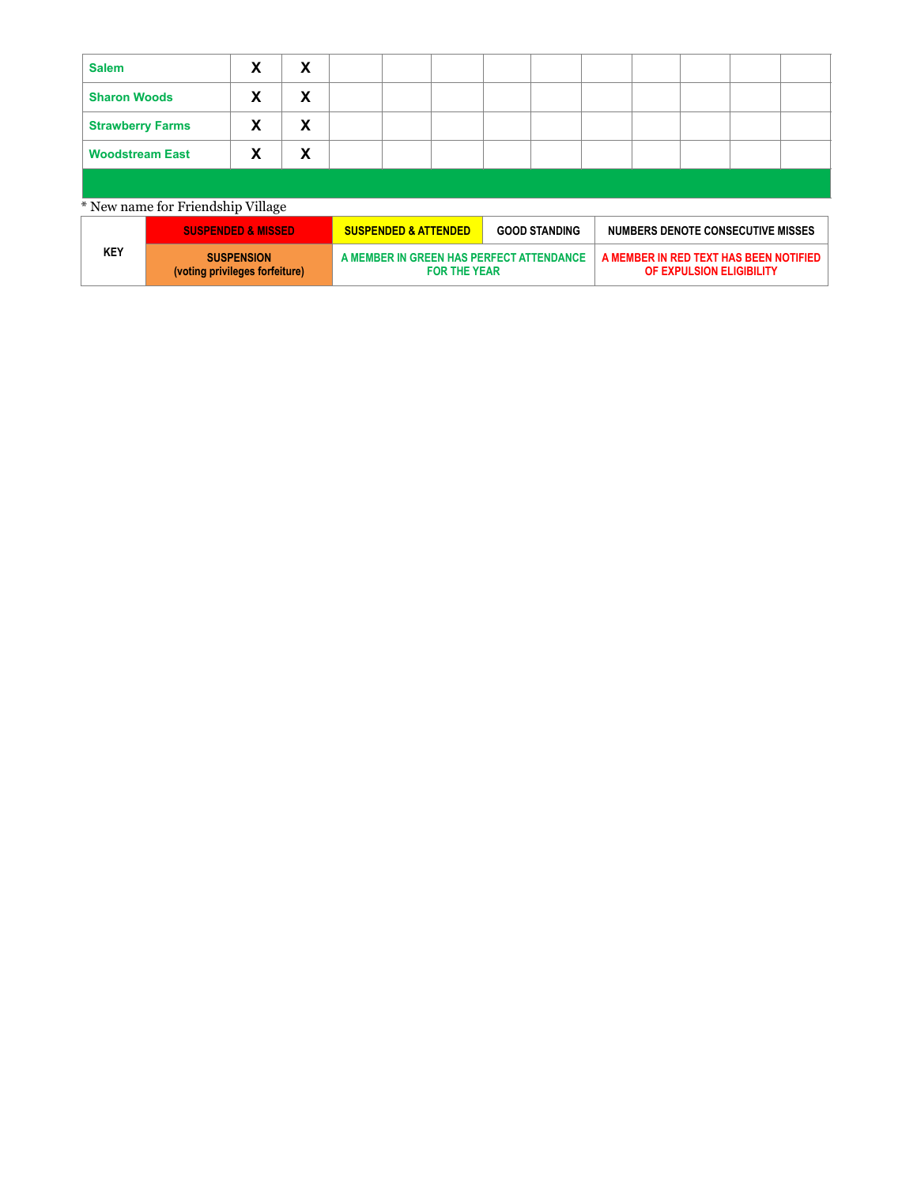| | | | | | | | | | | | | |
|---|---|---|---|---|---|---|---|---|---|---|---|---|
| Salem | X | X | | | | | | | | | | |
| Sharon Woods | X | X | | | | | | | | | | |
| Strawberry Farms | X | X | | | | | | | | | | |
| Woodstream East | X | X | | | | | | | | | | |
| | | | | | | | | | | | | |

* New name for Friendship Village

| | | | | |
|---|---|---|---|---|
| KEY | SUSPENDED & MISSED | SUSPENDED & ATTENDED | GOOD STANDING | NUMBERS DENOTE CONSECUTIVE MISSES |
| | SUSPENSION (voting privileges forfeiture) | A MEMBER IN GREEN HAS PERFECT ATTENDANCE FOR THE YEAR | | A MEMBER IN RED TEXT HAS BEEN NOTIFIED OF EXPULSION ELIGIBILITY |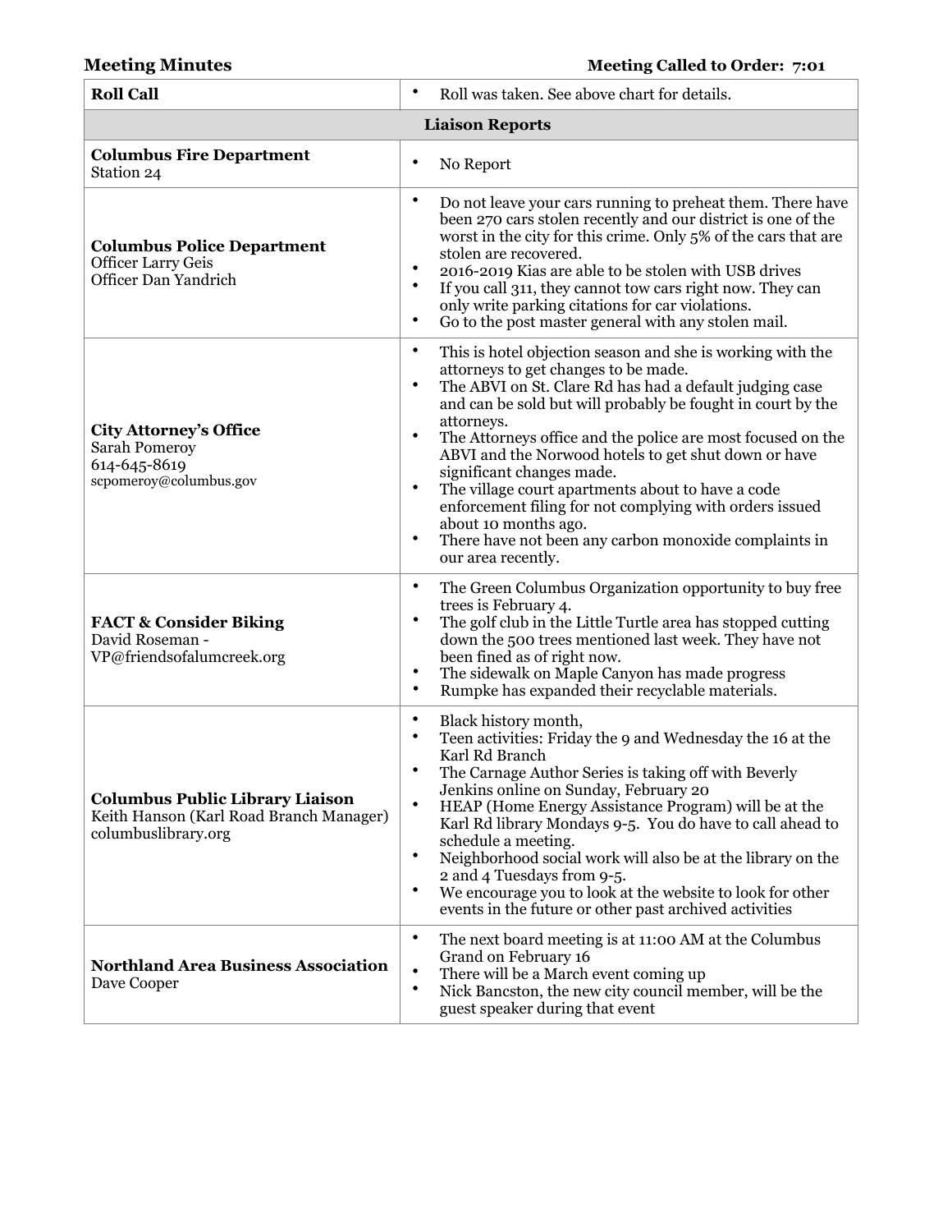**Meeting Minutes** **Meeting Called to Order: 7:01**

| | |
|---|---|
| **Roll Call** | • Roll was taken. See above chart for details. |
| **Liaison Reports** | |
| **Columbus Fire Department**<br>Station 24 | • No Report |
| **Columbus Police Department**<br>Officer Larry Geis<br>Officer Dan Yandrich | • Do not leave your cars running to preheat them. There have been 270 cars stolen recently and our district is one of the worst in the city for this crime. Only 5% of the cars that are stolen are recovered.<br>• 2016-2019 Kias are able to be stolen with USB drives<br>• If you call 311, they cannot tow cars right now. They can only write parking citations for car violations.<br>• Go to the post master general with any stolen mail. |
| **City Attorney's Office**<br>Sarah Pomeroy<br>614-645-8619<br>scpomeroy@columbus.gov | • This is hotel objection season and she is working with the attorneys to get changes to be made.<br>• The ABVI on St. Clare Rd has had a default judging case and can be sold but will probably be fought in court by the attorneys.<br>• The Attorneys office and the police are most focused on the ABVI and the Norwood hotels to get shut down or have significant changes made.<br>• The village court apartments about to have a code enforcement filing for not complying with orders issued about 10 months ago.<br>• There have not been any carbon monoxide complaints in our area recently. |
| **FACT & Consider Biking**<br>David Roseman -<br>VP@friendsofalumcreek.org | • The Green Columbus Organization opportunity to buy free trees is February 4.<br>• The golf club in the Little Turtle area has stopped cutting down the 500 trees mentioned last week. They have not been fined as of right now.<br>• The sidewalk on Maple Canyon has made progress<br>• Rumpke has expanded their recyclable materials. |
| **Columbus Public Library Liaison**<br>Keith Hanson (Karl Road Branch Manager)<br>columbuslibrary.org | • Black history month,<br>• Teen activities: Friday the 9 and Wednesday the 16 at the Karl Rd Branch<br>• The Carnage Author Series is taking off with Beverly Jenkins online on Sunday, February 20<br>• HEAP (Home Energy Assistance Program) will be at the Karl Rd library Mondays 9-5. You do have to call ahead to schedule a meeting.<br>• Neighborhood social work will also be at the library on the 2 and 4 Tuesdays from 9-5.<br>• We encourage you to look at the website to look for other events in the future or other past archived activities |
| **Northland Area Business Association**<br>Dave Cooper | • The next board meeting is at 11:00 AM at the Columbus Grand on February 16<br>• There will be a March event coming up<br>• Nick Bancston, the new city council member, will be the guest speaker during that event |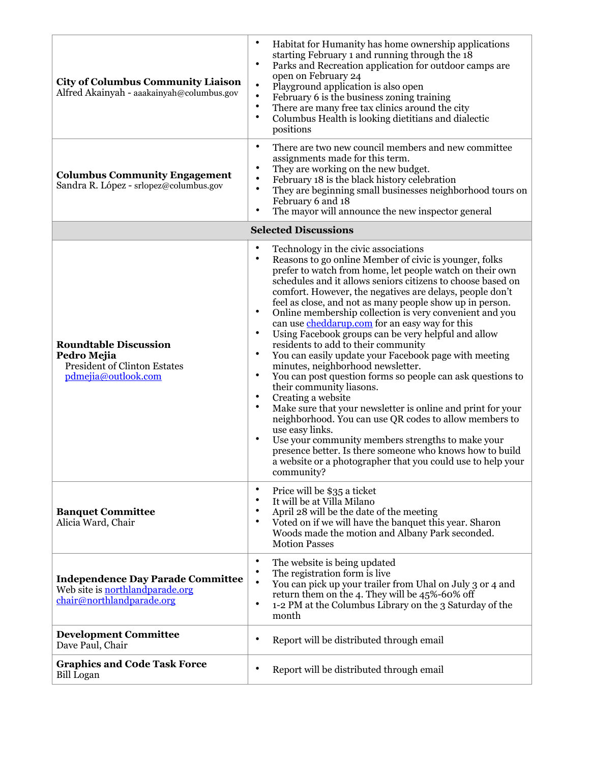| | |
|---|---|
| **City of Columbus Community Liaison**<br>Alfred Akainyah - aaakainyah@columbus.gov | • Habitat for Humanity has home ownership applications starting February 1 and running through the 18<br>• Parks and Recreation application for outdoor camps are open on February 24<br>• Playground application is also open<br>• February 6 is the business zoning training<br>• There are many free tax clinics around the city<br>• Columbus Health is looking dietitians and dialectic positions |
| **Columbus Community Engagement**<br>Sandra R. López - srlopez@columbus.gov | • There are two new council members and new committee assignments made for this term.<br>• They are working on the new budget.<br>• February 18 is the black history celebration<br>• They are beginning small businesses neighborhood tours on February 6 and 18<br>• The mayor will announce the new inspector general |
| **Selected Discussions** | |
| **Roundtable Discussion**<br>**Pedro Mejia**<br>President of Clinton Estates<br>pdmejia@outlook.com | • Technology in the civic associations<br>• Reasons to go online Member of civic is younger, folks prefer to watch from home, let people watch on their own schedules and it allows seniors citizens to choose based on comfort. However, the negatives are delays, people don't feel as close, and not as many people show up in person.<br>• Online membership collection is very convenient and you can use cheddarup.com for an easy way for this<br>• Using Facebook groups can be very helpful and allow residents to add to their community<br>• You can easily update your Facebook page with meeting minutes, neighborhood newsletter.<br>• You can post question forms so people can ask questions to their community liasons.<br>• Creating a website<br>• Make sure that your newsletter is online and print for your neighborhood. You can use QR codes to allow members to use easy links.<br>• Use your community members strengths to make your presence better. Is there someone who knows how to build a website or a photographer that you could use to help your community? |
| **Banquet Committee**<br>Alicia Ward, Chair | • Price will be $35 a ticket<br>• It will be at Villa Milano<br>• April 28 will be the date of the meeting<br>• Voted on if we will have the banquet this year. Sharon Woods made the motion and Albany Park seconded. Motion Passes |
| **Independence Day Parade Committee**<br>Web site is northlandparade.org<br>chair@northlandparade.org | • The website is being updated<br>• The registration form is live<br>• You can pick up your trailer from Uhal on July 3 or 4 and return them on the 4. They will be 45%-60% off<br>• 1-2 PM at the Columbus Library on the 3 Saturday of the month |
| **Development Committee**<br>Dave Paul, Chair | • Report will be distributed through email |
| **Graphics and Code Task Force**<br>Bill Logan | • Report will be distributed through email |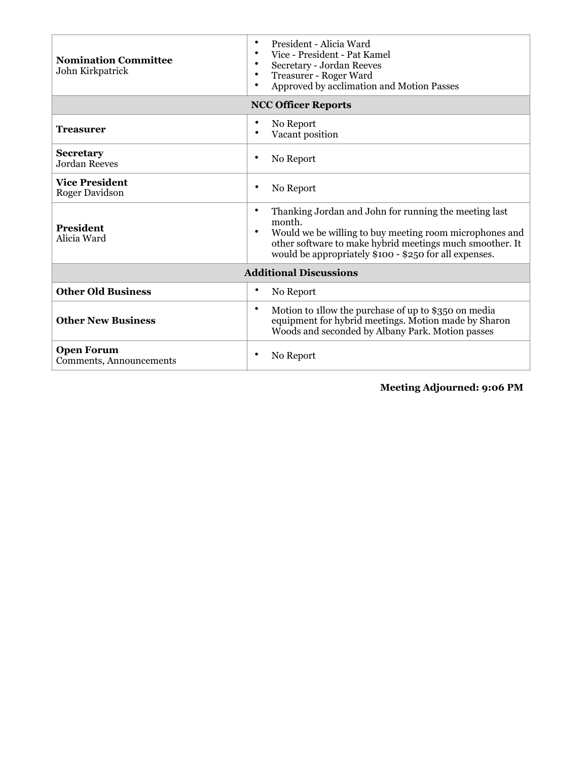| | |
|---|---|
| **Nomination Committee**<br>John Kirkpatrick | • President - Alicia Ward<br>• Vice - President - Pat Kamel<br>• Secretary - Jordan Reeves<br>• Treasurer - Roger Ward<br>• Approved by acclimation and Motion Passes |
| **NCC Officer Reports** | |
| **Treasurer** | • No Report<br>• Vacant position |
| **Secretary**<br>Jordan Reeves | • No Report |
| **Vice President**<br>Roger Davidson | • No Report |
| **President**<br>Alicia Ward | • Thanking Jordan and John for running the meeting last month.<br>• Would we be willing to buy meeting room microphones and other software to make hybrid meetings much smoother. It would be appropriately $100 - $250 for all expenses. |
| **Additional Discussions** | |
| **Other Old Business** | • No Report |
| **Other New Business** | • Motion to 1llow the purchase of up to $350 on media equipment for hybrid meetings. Motion made by Sharon Woods and seconded by Albany Park. Motion passes |
| **Open Forum**<br>Comments, Announcements | • No Report |

**Meeting Adjourned: 9:06 PM**